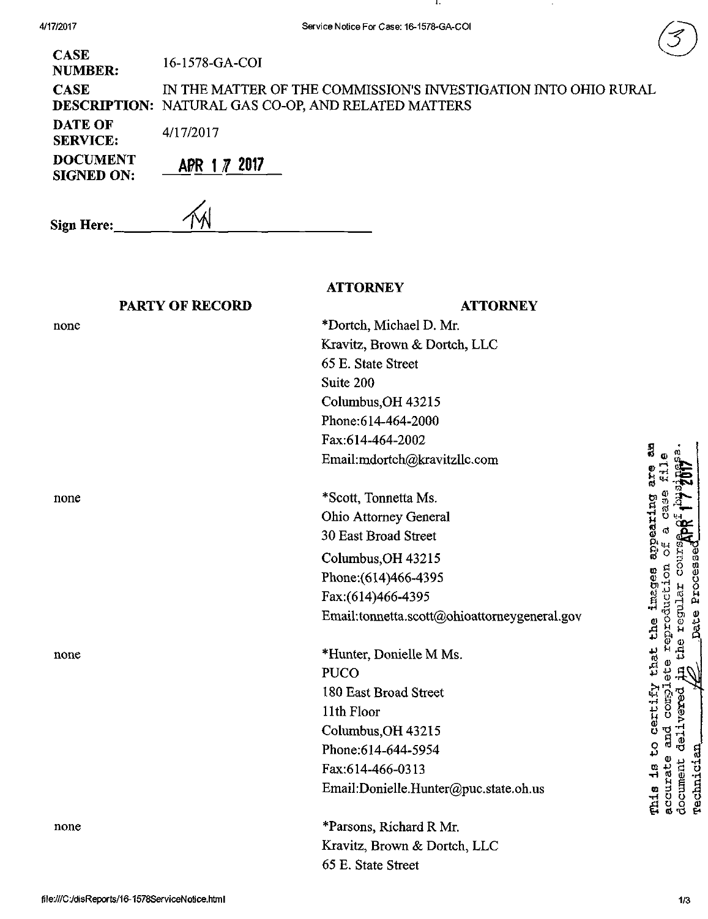| | |
|---|---|
| **CASE NUMBER:** | 16-1578-GA-COI |
| **CASE DESCRIPTION:** | IN THE MATTER OF THE COMMISSION'S INVESTIGATION INTO OHIO RURAL NATURAL GAS CO-OP, AND RELATED MATTERS |
| **DATE OF SERVICE:** | 4/17/2017 |
| **DOCUMENT SIGNED ON:** | APR 17 2017 |

**Sign Here:** TM

| PARTY OF RECORD | ATTORNEY |
|---|---|
| none | *Dortch, Michael D. Mr.<br>Kravitz, Brown & Dortch, LLC<br>65 E. State Street<br>Suite 200<br>Columbus,OH 43215<br>Phone:614-464-2000<br>Fax:614-464-2002<br>Email:mdortch@kravitzllc.com |
| none | *Scott, Tonnetta Ms.<br>Ohio Attorney General<br>30 East Broad Street<br>Columbus,OH 43215<br>Phone:(614)466-4395<br>Fax:(614)466-4395<br>Email:tonnetta.scott@ohioattorneygeneral.gov |
| none | *Hunter, Donielle M Ms.<br>PUCO<br>180 East Broad Street<br>11th Floor<br>Columbus,OH 43215<br>Phone:614-644-5954<br>Fax:614-466-0313<br>Email:Donielle.Hunter@puc.state.oh.us |
| none | *Parsons, Richard R Mr.<br>Kravitz, Brown & Dortch, LLC<br>65 E. State Street |

This is to certify that the images appearing are an accurate and complete reproduction of a case file document delivered in the regular course of business. Technician ____ Date Processed APR 17 2017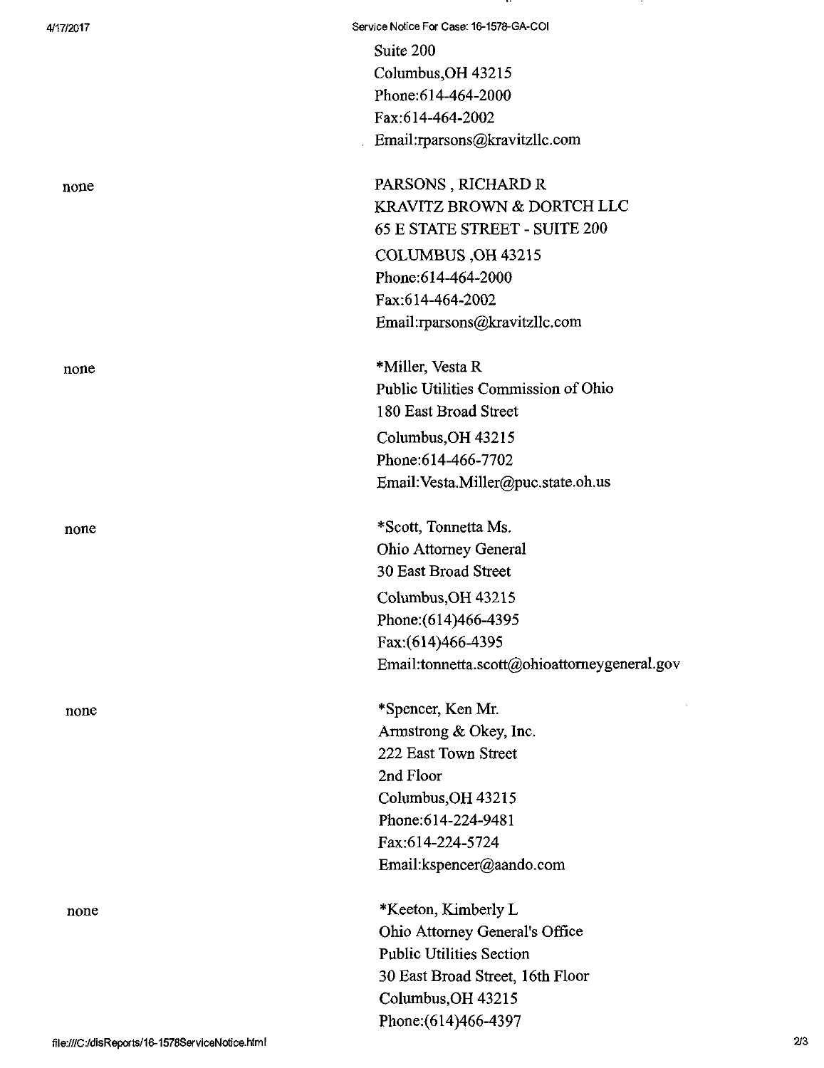Suite 200
Columbus,OH 43215
Phone:614-464-2000
Fax:614-464-2002
Email:rparsons@kravitzllc.com

none

PARSONS , RICHARD R
KRAVITZ BROWN & DORTCH LLC
65 E STATE STREET - SUITE 200
COLUMBUS ,OH 43215
Phone:614-464-2000
Fax:614-464-2002
Email:rparsons@kravitzllc.com

none

*Miller, Vesta R
Public Utilities Commission of Ohio
180 East Broad Street
Columbus,OH 43215
Phone:614-466-7702
Email:Vesta.Miller@puc.state.oh.us

none

*Scott, Tonnetta Ms.
Ohio Attorney General
30 East Broad Street
Columbus,OH 43215
Phone:(614)466-4395
Fax:(614)466-4395
Email:tonnetta.scott@ohioattorneygeneral.gov

none

*Spencer, Ken Mr.
Armstrong & Okey, Inc.
222 East Town Street
2nd Floor
Columbus,OH 43215
Phone:614-224-9481
Fax:614-224-5724
Email:kspencer@aando.com

none

*Keeton, Kimberly L
Ohio Attorney General's Office
Public Utilities Section
30 East Broad Street, 16th Floor
Columbus,OH 43215
Phone:(614)466-4397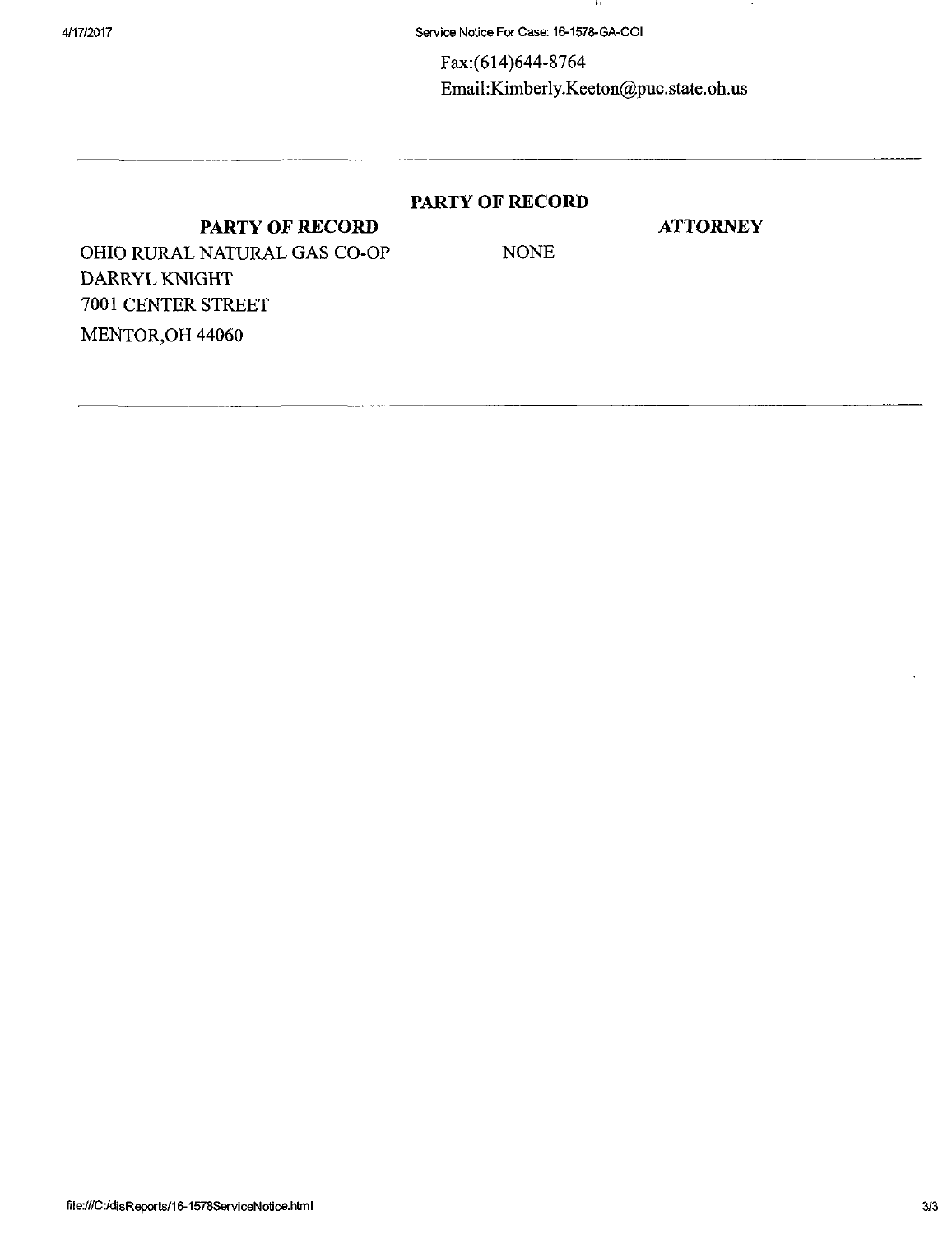Fax:(614)644-8764
Email:Kimberly.Keeton@puc.state.oh.us

---

## PARTY OF RECORD

| PARTY OF RECORD | ATTORNEY |
|---|---|
| OHIO RURAL NATURAL GAS CO-OP<br>DARRYL KNIGHT<br>7001 CENTER STREET<br>MENTOR,OH 44060 | NONE |

---